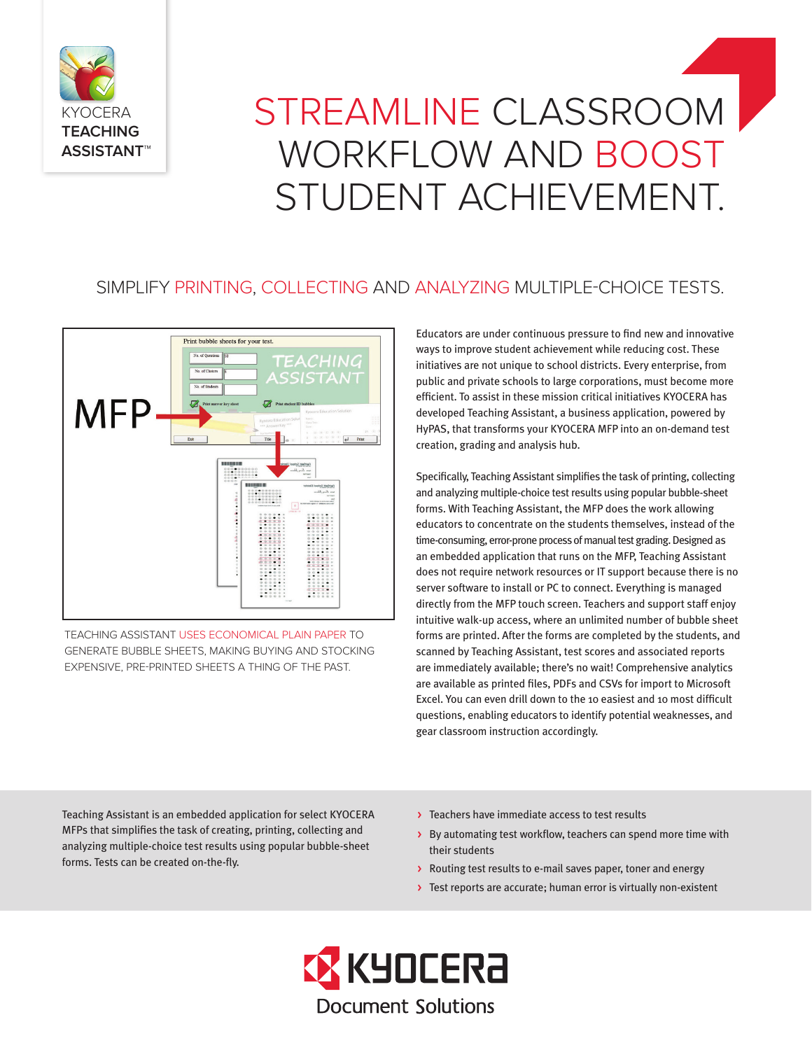KYOCERA **TEACHING ASSISTANT™**

# STREAMLINE CLASSROOM WORKFLOW AND BOOST STUDENT ACHIEVEMENT.

## SIMPLIFY PRINTING, COLLECTING AND ANALYZING MULTIPLE-CHOICE TESTS.

TEACHING ASSISTANT USES ECONOMICAL PLAIN PAPER TO GENERATE BUBBLE SHEETS, MAKING BUYING AND STOCKING EXPENSIVE, PRE-PRINTED SHEETS A THING OF THE PAST.

Educators are under continuous pressure to find new and innovative ways to improve student achievement while reducing cost. These initiatives are not unique to school districts. Every enterprise, from public and private schools to large corporations, must become more efficient. To assist in these mission critical initiatives KYOCERA has developed Teaching Assistant, a business application, powered by HyPAS, that transforms your KYOCERA MFP into an on-demand test creation, grading and analysis hub.

Specifically, Teaching Assistant simplifies the task of printing, collecting and analyzing multiple-choice test results using popular bubble-sheet forms. With Teaching Assistant, the MFP does the work allowing educators to concentrate on the students themselves, instead of the time-consuming, error-prone process of manual test grading. Designed as an embedded application that runs on the MFP, Teaching Assistant does not require network resources or IT support because there is no server software to install or PC to connect. Everything is managed directly from the MFP touch screen. Teachers and support staff enjoy intuitive walk-up access, where an unlimited number of bubble sheet forms are printed. After the forms are completed by the students, and scanned by Teaching Assistant, test scores and associated reports are immediately available; there's no wait! Comprehensive analytics are available as printed files, PDFs and CSVs for import to Microsoft Excel. You can even drill down to the 10 easiest and 10 most difficult questions, enabling educators to identify potential weaknesses, and gear classroom instruction accordingly.

Teaching Assistant is an embedded application for select KYOCERA MFPs that simplifies the task of creating, printing, collecting and analyzing multiple-choice test results using popular bubble-sheet forms. Tests can be created on-the-fly.

- Teachers have immediate access to test results
- By automating test workflow, teachers can spend more time with their students
- Routing test results to e-mail saves paper, toner and energy
- Test reports are accurate; human error is virtually non-existent

KYOCERA Document Solutions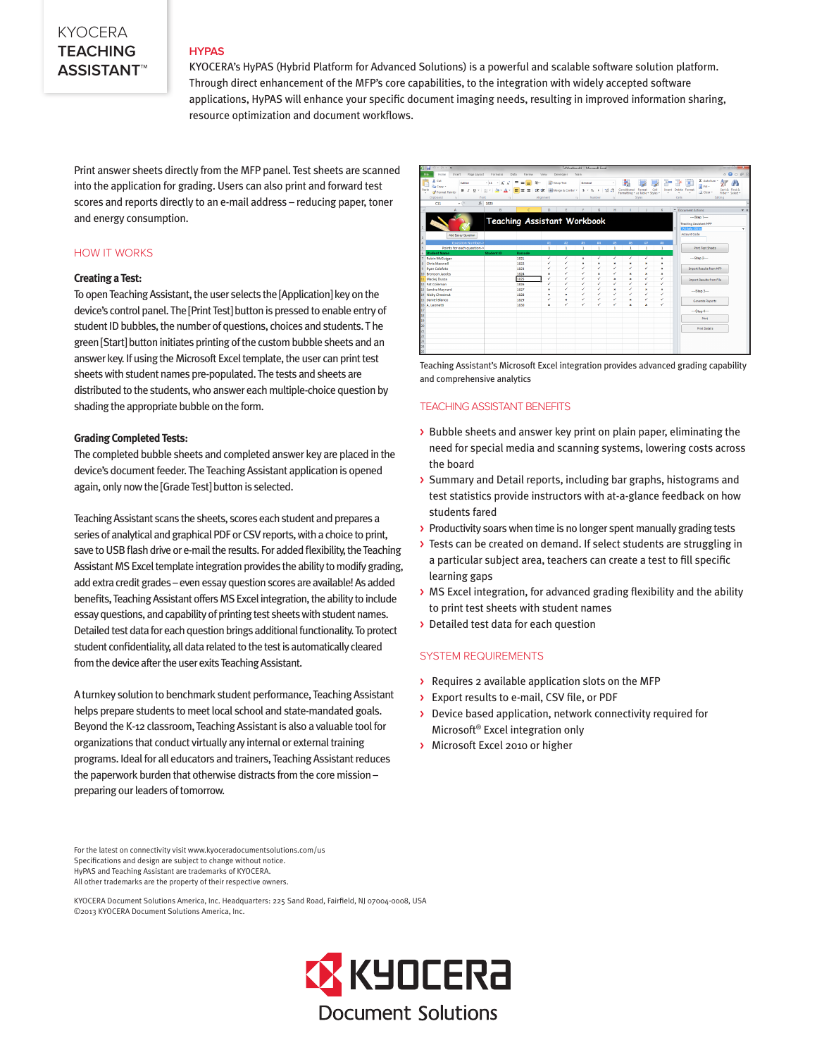KYOCERA **TEACHING ASSISTANT™**

## HYPAS

KYOCERA's HyPAS (Hybrid Platform for Advanced Solutions) is a powerful and scalable software solution platform. Through direct enhancement of the MFP's core capabilities, to the integration with widely accepted software applications, HyPAS will enhance your specific document imaging needs, resulting in improved information sharing, resource optimization and document workflows.

Print answer sheets directly from the MFP panel. Test sheets are scanned into the application for grading. Users can also print and forward test scores and reports directly to an e-mail address – reducing paper, toner and energy consumption.

## HOW IT WORKS

**Creating a Test:**

To open Teaching Assistant, the user selects the [Application] key on the device's control panel. The [Print Test] button is pressed to enable entry of student ID bubbles, the number of questions, choices and students. T he green [Start] button initiates printing of the custom bubble sheets and an answer key. If using the Microsoft Excel template, the user can print test sheets with student names pre-populated. The tests and sheets are distributed to the students, who answer each multiple-choice question by shading the appropriate bubble on the form.

**Grading Completed Tests:**

The completed bubble sheets and completed answer key are placed in the device's document feeder. The Teaching Assistant application is opened again, only now the [Grade Test] button is selected.

Teaching Assistant scans the sheets, scores each student and prepares a series of analytical and graphical PDF or CSV reports, with a choice to print, save to USB flash drive or e-mail the results. For added flexibility, the Teaching Assistant MS Excel template integration provides the ability to modify grading, add extra credit grades – even essay question scores are available! As added benefits, Teaching Assistant offers MS Excel integration, the ability to include essay questions, and capability of printing test sheets with student names. Detailed test data for each question brings additional functionality. To protect student confidentiality, all data related to the test is automatically cleared from the device after the user exits Teaching Assistant.

A turnkey solution to benchmark student performance, Teaching Assistant helps prepare students to meet local school and state-mandated goals. Beyond the K-12 classroom, Teaching Assistant is also a valuable tool for organizations that conduct virtually any internal or external training programs. Ideal for all educators and trainers, Teaching Assistant reduces the paperwork burden that otherwise distracts from the core mission – preparing our leaders of tomorrow.

Teaching Assistant's Microsoft Excel integration provides advanced grading capability and comprehensive analytics

## TEACHING ASSISTANT BENEFITS

- Bubble sheets and answer key print on plain paper, eliminating the need for special media and scanning systems, lowering costs across the board
- Summary and Detail reports, including bar graphs, histograms and test statistics provide instructors with at-a-glance feedback on how students fared
- Productivity soars when time is no longer spent manually grading tests
- Tests can be created on demand. If select students are struggling in a particular subject area, teachers can create a test to fill specific learning gaps
- MS Excel integration, for advanced grading flexibility and the ability to print test sheets with student names
- Detailed test data for each question

## SYSTEM REQUIREMENTS

- Requires 2 available application slots on the MFP
- Export results to e-mail, CSV file, or PDF
- Device based application, network connectivity required for Microsoft® Excel integration only
- Microsoft Excel 2010 or higher

For the latest on connectivity visit www.kyoceradocumentsolutions.com/us
Specifications and design are subject to change without notice.
HyPAS and Teaching Assistant are trademarks of KYOCERA.
All other trademarks are the property of their respective owners.

KYOCERA Document Solutions America, Inc. Headquarters: 225 Sand Road, Fairfield, NJ 07004-0008, USA
©2013 KYOCERA Document Solutions America, Inc.

KYOCERA Document Solutions